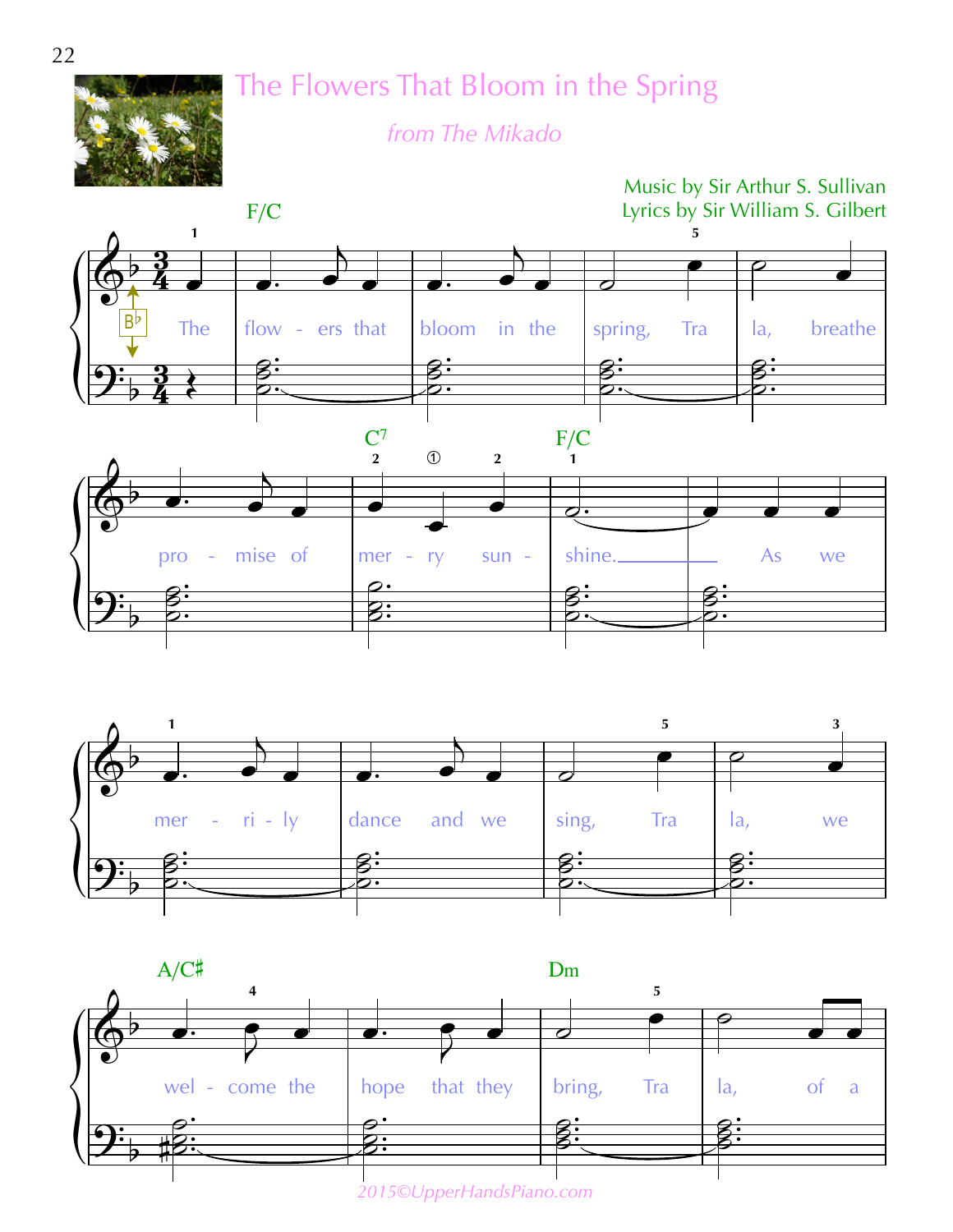# The Flowers That Bloom in the Spring

*from The Mikado*

Music by Sir Arthur S. Sullivan
Lyrics by Sir William S. Gilbert

F/C

The flow - ers that bloom in the spring, Tra la, breathe

C7 F/C

pro - mise of mer - ry sun - shine. As we

mer - ri - ly dance and we sing, Tra la, we

A/C♯ Dm

wel - come the hope that they bring, Tra la, of a

2015©UpperHandsPiano.com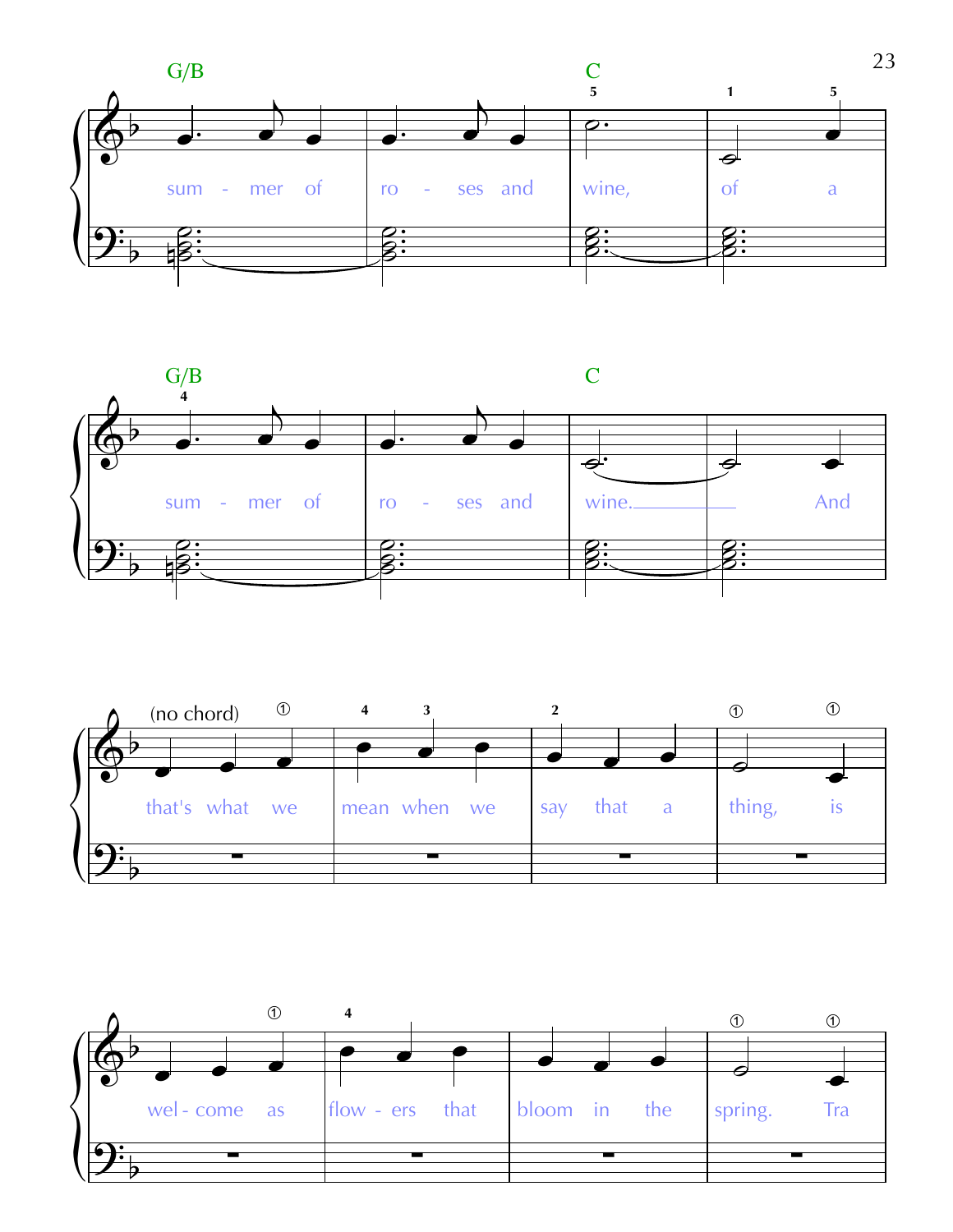G/B C

sum - mer of ro - ses and wine, of a

G/B C

sum - mer of ro - ses and wine. And

(no chord)

that's what we mean when we say that a thing, is

wel - come as flow - ers that bloom in the spring. Tra